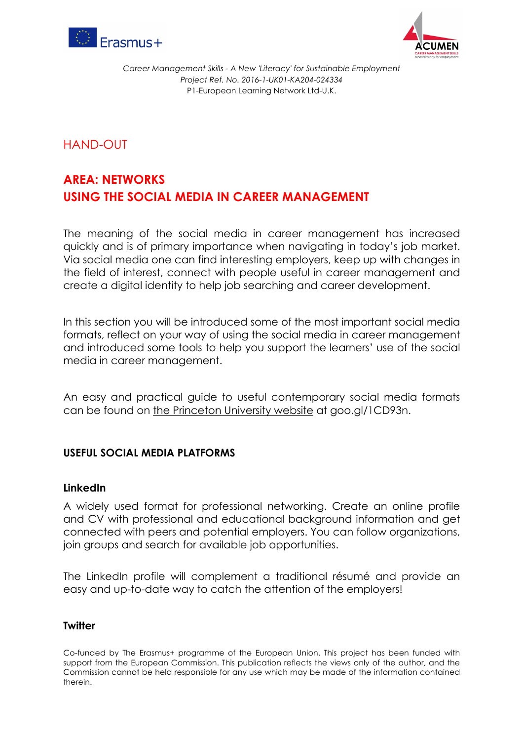*Career Management Skills - A New 'Literacy' for Sustainable Employment*
*Project Ref. No. 2016-1-UK01-KA204-024334*
P1-European Learning Network Ltd-U.K.

# HAND-OUT

## AREA: NETWORKS
## USING THE SOCIAL MEDIA IN CAREER MANAGEMENT

The meaning of the social media in career management has increased quickly and is of primary importance when navigating in today's job market. Via social media one can find interesting employers, keep up with changes in the field of interest, connect with people useful in career management and create a digital identity to help job searching and career development.

In this section you will be introduced some of the most important social media formats, reflect on your way of using the social media in career management and introduced some tools to help you support the learners' use of the social media in career management.

An easy and practical guide to useful contemporary social media formats can be found on the Princeton University website at goo.gl/1CD93n.

### USEFUL SOCIAL MEDIA PLATFORMS

#### LinkedIn

A widely used format for professional networking. Create an online profile and CV with professional and educational background information and get connected with peers and potential employers. You can follow organizations, join groups and search for available job opportunities.

The LinkedIn profile will complement a traditional résumé and provide an easy and up-to-date way to catch the attention of the employers!

#### Twitter

Co-funded by The Erasmus+ programme of the European Union. This project has been funded with support from the European Commission. This publication reflects the views only of the author, and the Commission cannot be held responsible for any use which may be made of the information contained therein.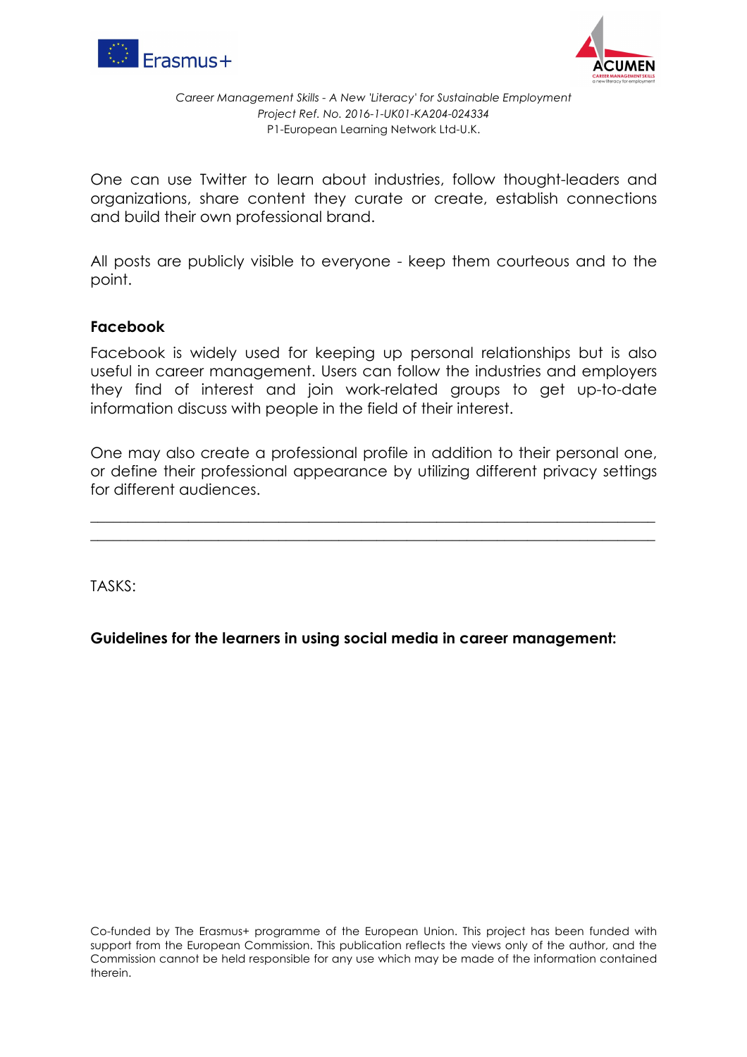One can use Twitter to learn about industries, follow thought-leaders and organizations, share content they curate or create, establish connections and build their own professional brand.

All posts are publicly visible to everyone - keep them courteous and to the point.

**Facebook**

Facebook is widely used for keeping up personal relationships but is also useful in career management. Users can follow the industries and employers they find of interest and join work-related groups to get up-to-date information discuss with people in the field of their interest.

One may also create a professional profile in addition to their personal one, or define their professional appearance by utilizing different privacy settings for different audiences.

---

TASKS:

**Guidelines for the learners in using social media in career management:**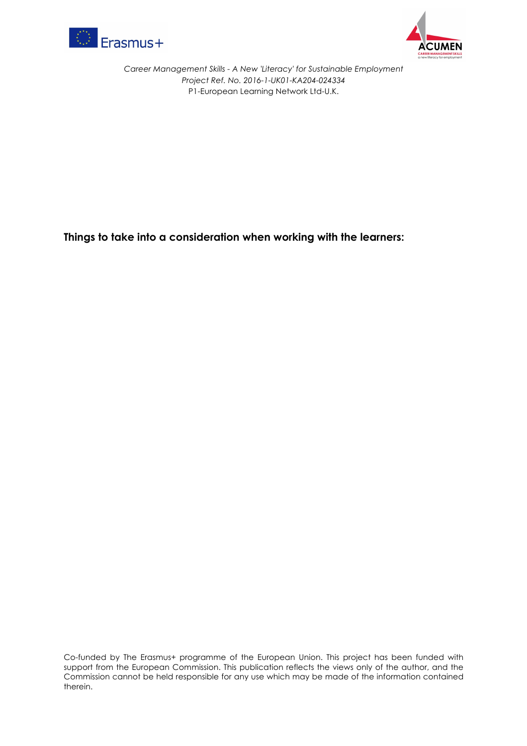**Things to take into a consideration when working with the learners:**

Co-funded by The Erasmus+ programme of the European Union. This project has been funded with support from the European Commission. This publication reflects the views only of the author, and the Commission cannot be held responsible for any use which may be made of the information contained therein.